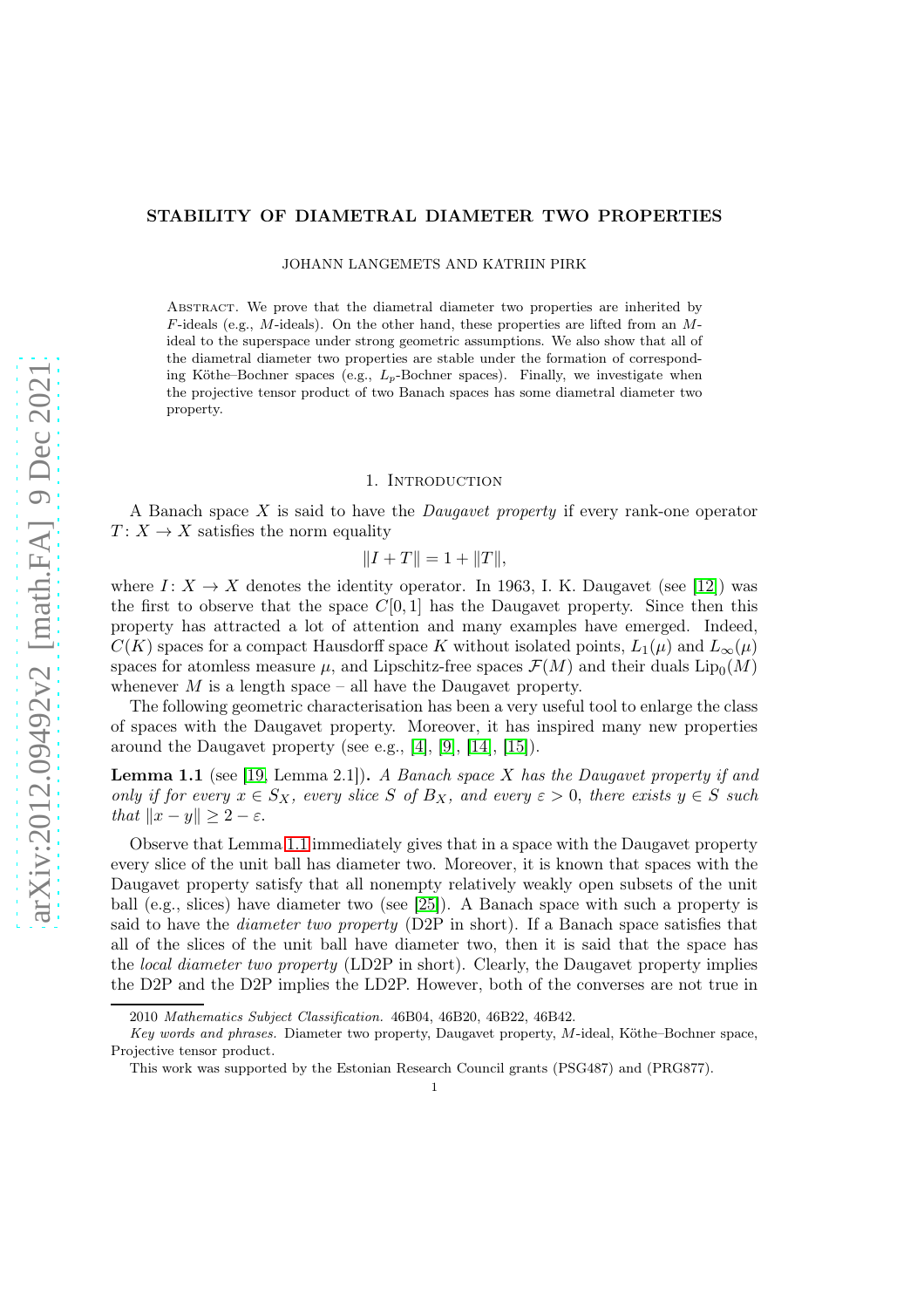# STABILITY OF DIAMETRAL DIAMETER TWO PROPERTIES

JOHANN LANGEMETS AND KATRIIN PIRK

Abstract. We prove that the diametral diameter two properties are inherited by $F$-ideals (e.g., $M$-ideals). On the other hand, these properties are lifted from an $M$-ideal to the superspace under strong geometric assumptions. We also show that all of the diametral diameter two properties are stable under the formation of corresponding Köthe–Bochner spaces (e.g., $L_p$-Bochner spaces). Finally, we investigate when the projective tensor product of two Banach spaces has some diametral diameter two property.

## 1. Introduction

A Banach space $X$ is said to have the *Daugavet property* if every rank-one operator $T\colon X \to X$ satisfies the norm equality

$$\|I + T\| = 1 + \|T\|,$$

where $I\colon X \to X$ denotes the identity operator. In 1963, I. K. Daugavet (see [12]) was the first to observe that the space $C[0, 1]$ has the Daugavet property. Since then this property has attracted a lot of attention and many examples have emerged. Indeed, $C(K)$ spaces for a compact Hausdorff space $K$ without isolated points, $L_1(\mu)$ and $L_\infty(\mu)$ spaces for atomless measure $\mu$, and Lipschitz-free spaces $\mathcal{F}(M)$ and their duals $\mathrm{Lip}_0(M)$ whenever $M$ is a length space – all have the Daugavet property.

The following geometric characterisation has been a very useful tool to enlarge the class of spaces with the Daugavet property. Moreover, it has inspired many new properties around the Daugavet property (see e.g., [4], [9], [14], [15]).

**Lemma 1.1** (see [19, Lemma 2.1]). *A Banach space $X$ has the Daugavet property if and only if for every $x \in S_X$, every slice $S$ of $B_X$, and every $\varepsilon > 0$, there exists $y \in S$ such that $\|x - y\| \geq 2 - \varepsilon$.*

Observe that Lemma 1.1 immediately gives that in a space with the Daugavet property every slice of the unit ball has diameter two. Moreover, it is known that spaces with the Daugavet property satisfy that all nonempty relatively weakly open subsets of the unit ball (e.g., slices) have diameter two (see [25]). A Banach space with such a property is said to have the *diameter two property* (D2P in short). If a Banach space satisfies that all of the slices of the unit ball have diameter two, then it is said that the space has the *local diameter two property* (LD2P in short). Clearly, the Daugavet property implies the D2P and the D2P implies the LD2P. However, both of the converses are not true in

2010 *Mathematics Subject Classification.* 46B04, 46B20, 46B22, 46B42.

*Key words and phrases.* Diameter two property, Daugavet property, $M$-ideal, Köthe–Bochner space, Projective tensor product.

This work was supported by the Estonian Research Council grants (PSG487) and (PRG877).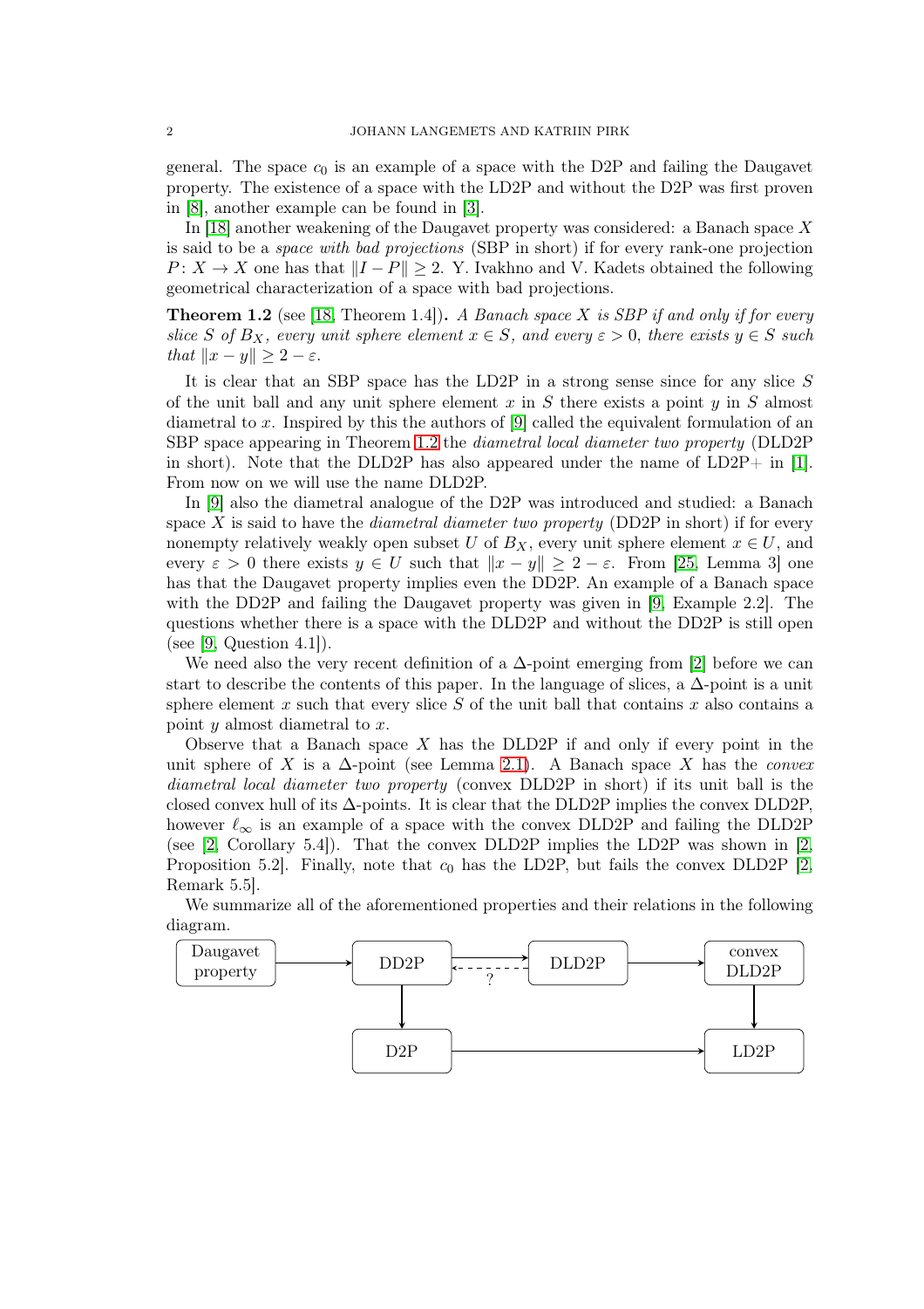general. The space $c_0$ is an example of a space with the D2P and failing the Daugavet property. The existence of a space with the LD2P and without the D2P was first proven in [8], another example can be found in [3].

In [18] another weakening of the Daugavet property was considered: a Banach space $X$ is said to be a *space with bad projections* (SBP in short) if for every rank-one projection $P\colon X \to X$ one has that $\|I - P\| \geq 2$. Y. Ivakhno and V. Kadets obtained the following geometrical characterization of a space with bad projections.

**Theorem 1.2** (see [18, Theorem 1.4])**.** *A Banach space $X$ is SBP if and only if for every slice $S$ of $B_X$, every unit sphere element $x \in S$, and every $\varepsilon > 0$, there exists $y \in S$ such that $\|x - y\| \geq 2 - \varepsilon$.*

It is clear that an SBP space has the LD2P in a strong sense since for any slice $S$ of the unit ball and any unit sphere element $x$ in $S$ there exists a point $y$ in $S$ almost diametral to $x$. Inspired by this the authors of [9] called the equivalent formulation of an SBP space appearing in Theorem 1.2 the *diametral local diameter two property* (DLD2P in short). Note that the DLD2P has also appeared under the name of LD2P+ in [1]. From now on we will use the name DLD2P.

In [9] also the diametral analogue of the D2P was introduced and studied: a Banach space $X$ is said to have the *diametral diameter two property* (DD2P in short) if for every nonempty relatively weakly open subset $U$ of $B_X$, every unit sphere element $x \in U$, and every $\varepsilon > 0$ there exists $y \in U$ such that $\|x - y\| \geq 2 - \varepsilon$. From [25, Lemma 3] one has that the Daugavet property implies even the DD2P. An example of a Banach space with the DD2P and failing the Daugavet property was given in [9, Example 2.2]. The questions whether there is a space with the DLD2P and without the DD2P is still open (see [9, Question 4.1]).

We need also the very recent definition of a $\Delta$-point emerging from [2] before we can start to describe the contents of this paper. In the language of slices, a $\Delta$-point is a unit sphere element $x$ such that every slice $S$ of the unit ball that contains $x$ also contains a point $y$ almost diametral to $x$.

Observe that a Banach space $X$ has the DLD2P if and only if every point in the unit sphere of $X$ is a $\Delta$-point (see Lemma 2.1). A Banach space $X$ has the *convex diametral local diameter two property* (convex DLD2P in short) if its unit ball is the closed convex hull of its $\Delta$-points. It is clear that the DLD2P implies the convex DLD2P, however $\ell_\infty$ is an example of a space with the convex DLD2P and failing the DLD2P (see [2, Corollary 5.4]). That the convex DLD2P implies the LD2P was shown in [2, Proposition 5.2]. Finally, note that $c_0$ has the LD2P, but fails the convex DLD2P [2, Remark 5.5].

We summarize all of the aforementioned properties and their relations in the following diagram.

```
Daugavet property ──→ DD2P ──→ DLD2P ──→ convex DLD2P
                        │   ←--?--          │
                        ↓                   ↓
                       D2P ─────────────→ LD2P
```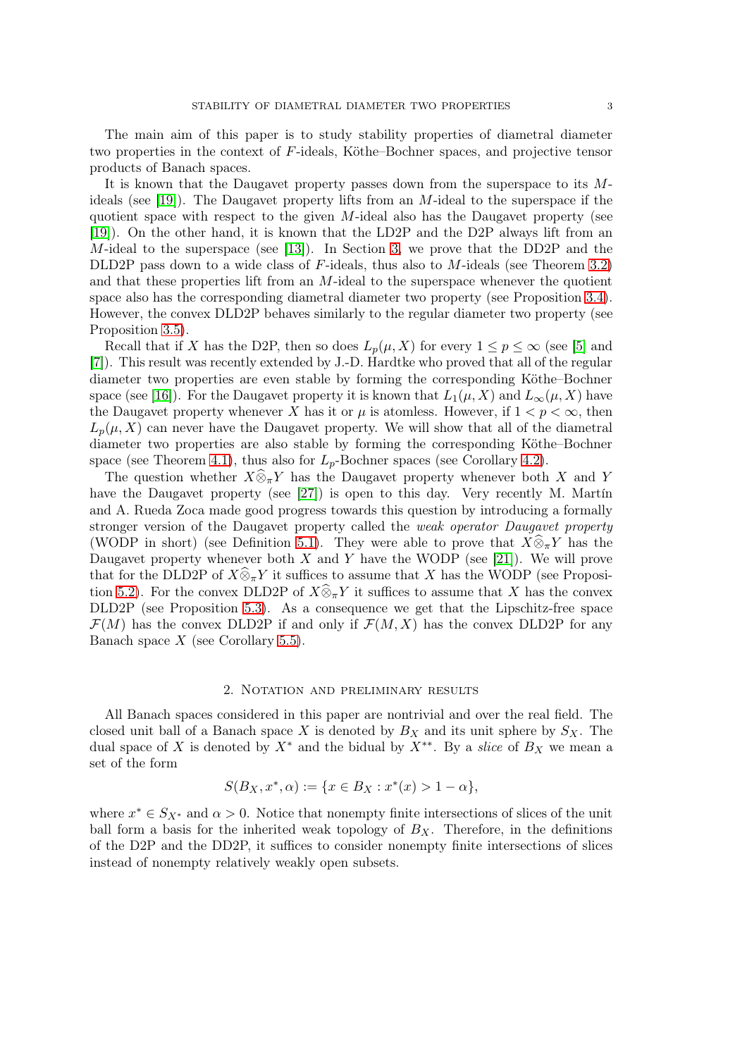The main aim of this paper is to study stability properties of diametral diameter two properties in the context of $F$-ideals, Köthe–Bochner spaces, and projective tensor products of Banach spaces.

It is known that the Daugavet property passes down from the superspace to its $M$-ideals (see [19]). The Daugavet property lifts from an $M$-ideal to the superspace if the quotient space with respect to the given $M$-ideal also has the Daugavet property (see [19]). On the other hand, it is known that the LD2P and the D2P always lift from an $M$-ideal to the superspace (see [13]). In Section 3, we prove that the DD2P and the DLD2P pass down to a wide class of $F$-ideals, thus also to $M$-ideals (see Theorem 3.2) and that these properties lift from an $M$-ideal to the superspace whenever the quotient space also has the corresponding diametral diameter two property (see Proposition 3.4). However, the convex DLD2P behaves similarly to the regular diameter two property (see Proposition 3.5).

Recall that if $X$ has the D2P, then so does $L_p(\mu, X)$ for every $1 \le p \le \infty$ (see [5] and [7]). This result was recently extended by J.-D. Hardtke who proved that all of the regular diameter two properties are even stable by forming the corresponding Köthe–Bochner space (see [16]). For the Daugavet property it is known that $L_1(\mu, X)$ and $L_\infty(\mu, X)$ have the Daugavet property whenever $X$ has it or $\mu$ is atomless. However, if $1 < p < \infty$, then $L_p(\mu, X)$ can never have the Daugavet property. We will show that all of the diametral diameter two properties are also stable by forming the corresponding Köthe–Bochner space (see Theorem 4.1), thus also for $L_p$-Bochner spaces (see Corollary 4.2).

The question whether $X \widehat{\otimes}_\pi Y$ has the Daugavet property whenever both $X$ and $Y$ have the Daugavet property (see [27]) is open to this day. Very recently M. Martín and A. Rueda Zoca made good progress towards this question by introducing a formally stronger version of the Daugavet property called the *weak operator Daugavet property* (WODP in short) (see Definition 5.1). They were able to prove that $X \widehat{\otimes}_\pi Y$ has the Daugavet property whenever both $X$ and $Y$ have the WODP (see [21]). We will prove that for the DLD2P of $X \widehat{\otimes}_\pi Y$ it suffices to assume that $X$ has the WODP (see Proposition 5.2). For the convex DLD2P of $X \widehat{\otimes}_\pi Y$ it suffices to assume that $X$ has the convex DLD2P (see Proposition 5.3). As a consequence we get that the Lipschitz-free space $\mathcal{F}(M)$ has the convex DLD2P if and only if $\mathcal{F}(M, X)$ has the convex DLD2P for any Banach space $X$ (see Corollary 5.5).

## 2. Notation and preliminary results

All Banach spaces considered in this paper are nontrivial and over the real field. The closed unit ball of a Banach space $X$ is denoted by $B_X$ and its unit sphere by $S_X$. The dual space of $X$ is denoted by $X^*$ and the bidual by $X^{**}$. By a *slice* of $B_X$ we mean a set of the form

$$S(B_X, x^*, \alpha) := \{x \in B_X : x^*(x) > 1 - \alpha\},$$

where $x^* \in S_{X^*}$ and $\alpha > 0$. Notice that nonempty finite intersections of slices of the unit ball form a basis for the inherited weak topology of $B_X$. Therefore, in the definitions of the D2P and the DD2P, it suffices to consider nonempty finite intersections of slices instead of nonempty relatively weakly open subsets.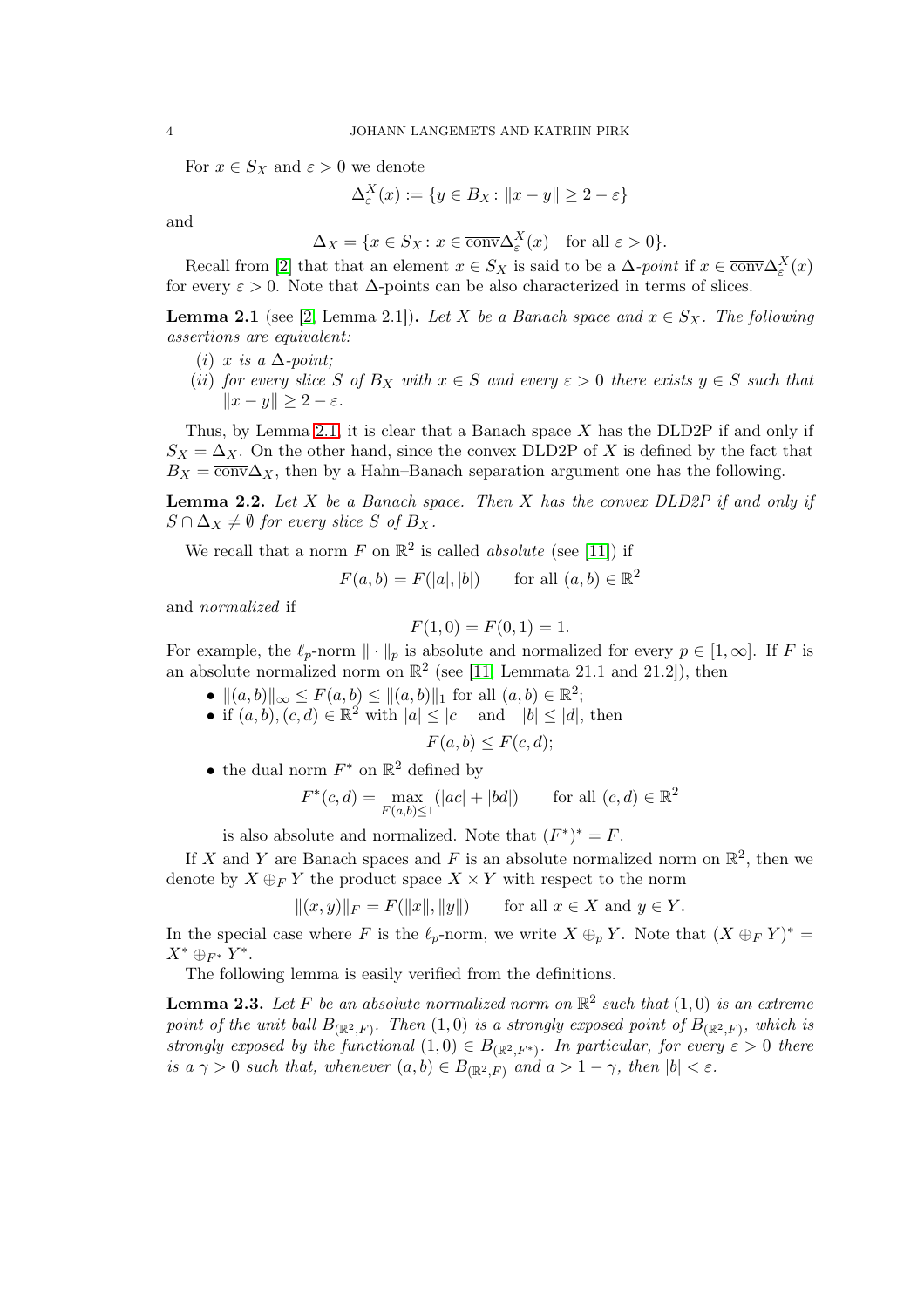For $x \in S_X$ and $\varepsilon > 0$ we denote

$$\Delta_\varepsilon^X(x) := \{y \in B_X : \|x - y\| \geq 2 - \varepsilon\}$$

and

$$\Delta_X = \{x \in S_X : x \in \overline{\text{conv}}\Delta_\varepsilon^X(x) \quad \text{for all } \varepsilon > 0\}.$$

Recall from [2] that that an element $x \in S_X$ is said to be a *$\Delta$-point* if $x \in \overline{\text{conv}}\Delta_\varepsilon^X(x)$ for every $\varepsilon > 0$. Note that $\Delta$-points can be also characterized in terms of slices.

**Lemma 2.1** (see [2, Lemma 2.1]). *Let $X$ be a Banach space and $x \in S_X$. The following assertions are equivalent:*

- (*i*) *$x$ is a $\Delta$-point;*
- (*ii*) *for every slice $S$ of $B_X$ with $x \in S$ and every $\varepsilon > 0$ there exists $y \in S$ such that $\|x - y\| \geq 2 - \varepsilon$.*

Thus, by Lemma 2.1, it is clear that a Banach space $X$ has the DLD2P if and only if $S_X = \Delta_X$. On the other hand, since the convex DLD2P of $X$ is defined by the fact that $B_X = \overline{\text{conv}}\Delta_X$, then by a Hahn–Banach separation argument one has the following.

**Lemma 2.2.** *Let $X$ be a Banach space. Then $X$ has the convex DLD2P if and only if $S \cap \Delta_X \neq \emptyset$ for every slice $S$ of $B_X$.*

We recall that a norm $F$ on $\mathbb{R}^2$ is called *absolute* (see [11]) if

$$F(a, b) = F(|a|, |b|) \qquad \text{for all } (a, b) \in \mathbb{R}^2$$

and *normalized* if

$$F(1, 0) = F(0, 1) = 1.$$

For example, the $\ell_p$-norm $\|\cdot\|_p$ is absolute and normalized for every $p \in [1, \infty]$. If $F$ is an absolute normalized norm on $\mathbb{R}^2$ (see [11, Lemmata 21.1 and 21.2]), then

- $\|(a, b)\|_\infty \leq F(a, b) \leq \|(a, b)\|_1$ for all $(a, b) \in \mathbb{R}^2$;
- if $(a, b), (c, d) \in \mathbb{R}^2$ with $|a| \leq |c|$ and $|b| \leq |d|$, then
$$F(a, b) \leq F(c, d);$$
- the dual norm $F^*$ on $\mathbb{R}^2$ defined by
$$F^*(c, d) = \max_{F(a,b) \leq 1} (|ac| + |bd|) \qquad \text{for all } (c, d) \in \mathbb{R}^2$$
is also absolute and normalized. Note that $(F^*)^* = F$.

If $X$ and $Y$ are Banach spaces and $F$ is an absolute normalized norm on $\mathbb{R}^2$, then we denote by $X \oplus_F Y$ the product space $X \times Y$ with respect to the norm

$$\|(x, y)\|_F = F(\|x\|, \|y\|) \qquad \text{for all } x \in X \text{ and } y \in Y.$$

In the special case where $F$ is the $\ell_p$-norm, we write $X \oplus_p Y$. Note that $(X \oplus_F Y)^* = X^* \oplus_{F^*} Y^*$.

The following lemma is easily verified from the definitions.

**Lemma 2.3.** *Let $F$ be an absolute normalized norm on $\mathbb{R}^2$ such that $(1, 0)$ is an extreme point of the unit ball $B_{(\mathbb{R}^2, F)}$. Then $(1, 0)$ is a strongly exposed point of $B_{(\mathbb{R}^2, F)}$, which is strongly exposed by the functional $(1, 0) \in B_{(\mathbb{R}^2, F^*)}$. In particular, for every $\varepsilon > 0$ there is a $\gamma > 0$ such that, whenever $(a, b) \in B_{(\mathbb{R}^2, F)}$ and $a > 1 - \gamma$, then $|b| < \varepsilon$.*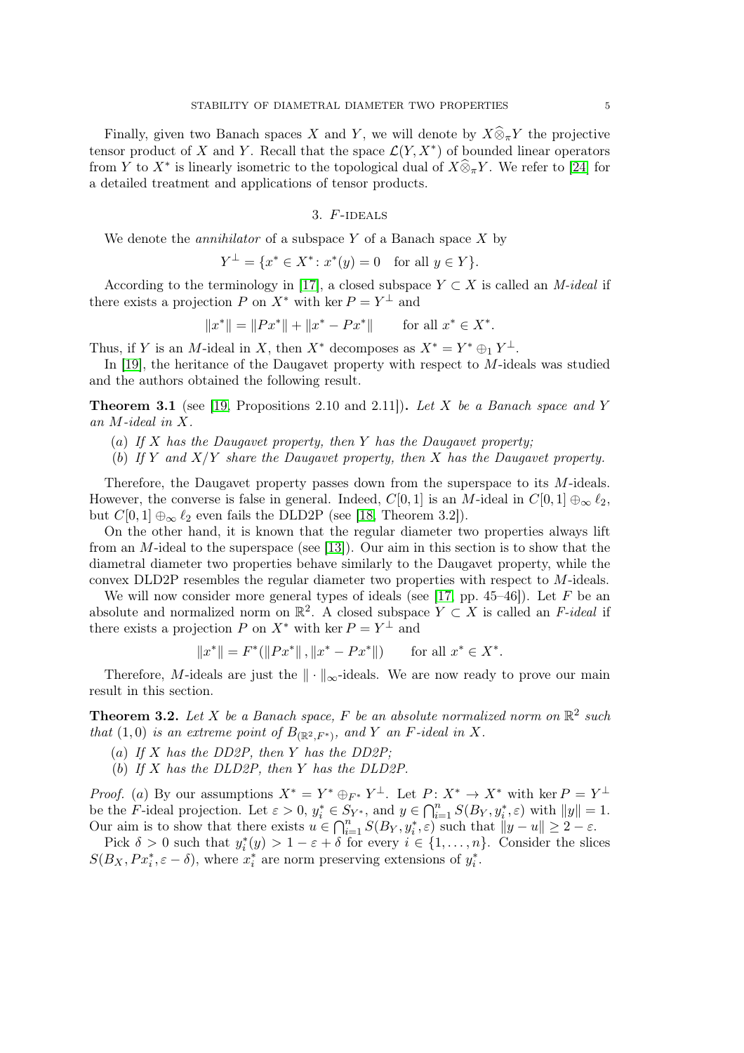Finally, given two Banach spaces $X$ and $Y$, we will denote by $X\widehat{\otimes}_\pi Y$ the projective tensor product of $X$ and $Y$. Recall that the space $\mathcal{L}(Y, X^*)$ of bounded linear operators from $Y$ to $X^*$ is linearly isometric to the topological dual of $X\widehat{\otimes}_\pi Y$. We refer to [24] for a detailed treatment and applications of tensor products.

## 3. $F$-ideals

We denote the *annihilator* of a subspace $Y$ of a Banach space $X$ by

$$Y^\perp = \{x^* \in X^* \colon x^*(y) = 0 \quad \text{for all } y \in Y\}.$$

According to the terminology in [17], a closed subspace $Y \subset X$ is called an *M-ideal* if there exists a projection $P$ on $X^*$ with $\ker P = Y^\perp$ and

$$\|x^*\| = \|Px^*\| + \|x^* - Px^*\| \qquad \text{for all } x^* \in X^*.$$

Thus, if $Y$ is an $M$-ideal in $X$, then $X^*$ decomposes as $X^* = Y^* \oplus_1 Y^\perp$.

In [19], the heritance of the Daugavet property with respect to $M$-ideals was studied and the authors obtained the following result.

**Theorem 3.1** (see [19, Propositions 2.10 and 2.11])**.** *Let $X$ be a Banach space and $Y$ an $M$-ideal in $X$.*

- (*a*) *If $X$ has the Daugavet property, then $Y$ has the Daugavet property;*
- (*b*) *If $Y$ and $X/Y$ share the Daugavet property, then $X$ has the Daugavet property.*

Therefore, the Daugavet property passes down from the superspace to its $M$-ideals. However, the converse is false in general. Indeed, $C[0,1]$ is an $M$-ideal in $C[0,1] \oplus_\infty \ell_2$, but $C[0,1] \oplus_\infty \ell_2$ even fails the DLD2P (see [18, Theorem 3.2]).

On the other hand, it is known that the regular diameter two properties always lift from an $M$-ideal to the superspace (see [13]). Our aim in this section is to show that the diametral diameter two properties behave similarly to the Daugavet property, while the convex DLD2P resembles the regular diameter two properties with respect to $M$-ideals.

We will now consider more general types of ideals (see [17, pp. 45–46]). Let $F$ be an absolute and normalized norm on $\mathbb{R}^2$. A closed subspace $Y \subset X$ is called an *F-ideal* if there exists a projection $P$ on $X^*$ with $\ker P = Y^\perp$ and

$$\|x^*\| = F^*(\|Px^*\|, \|x^* - Px^*\|) \qquad \text{for all } x^* \in X^*.$$

Therefore, $M$-ideals are just the $\|\cdot\|_\infty$-ideals. We are now ready to prove our main result in this section.

**Theorem 3.2.** *Let $X$ be a Banach space, $F$ be an absolute normalized norm on $\mathbb{R}^2$ such that $(1,0)$ is an extreme point of $B_{(\mathbb{R}^2, F^*)}$, and $Y$ an $F$-ideal in $X$.*

- (*a*) *If $X$ has the DD2P, then $Y$ has the DD2P;*
- (*b*) *If $X$ has the DLD2P, then $Y$ has the DLD2P.*

*Proof.* (*a*) By our assumptions $X^* = Y^* \oplus_{F^*} Y^\perp$. Let $P \colon X^* \to X^*$ with $\ker P = Y^\perp$ be the $F$-ideal projection. Let $\varepsilon > 0$, $y_i^* \in S_{Y^*}$, and $y \in \bigcap_{i=1}^n S(B_Y, y_i^*, \varepsilon)$ with $\|y\| = 1$. Our aim is to show that there exists $u \in \bigcap_{i=1}^n S(B_Y, y_i^*, \varepsilon)$ such that $\|y - u\| \geq 2 - \varepsilon$.

Pick $\delta > 0$ such that $y_i^*(y) > 1 - \varepsilon + \delta$ for every $i \in \{1, \ldots, n\}$. Consider the slices $S(B_X, Px_i^*, \varepsilon - \delta)$, where $x_i^*$ are norm preserving extensions of $y_i^*$.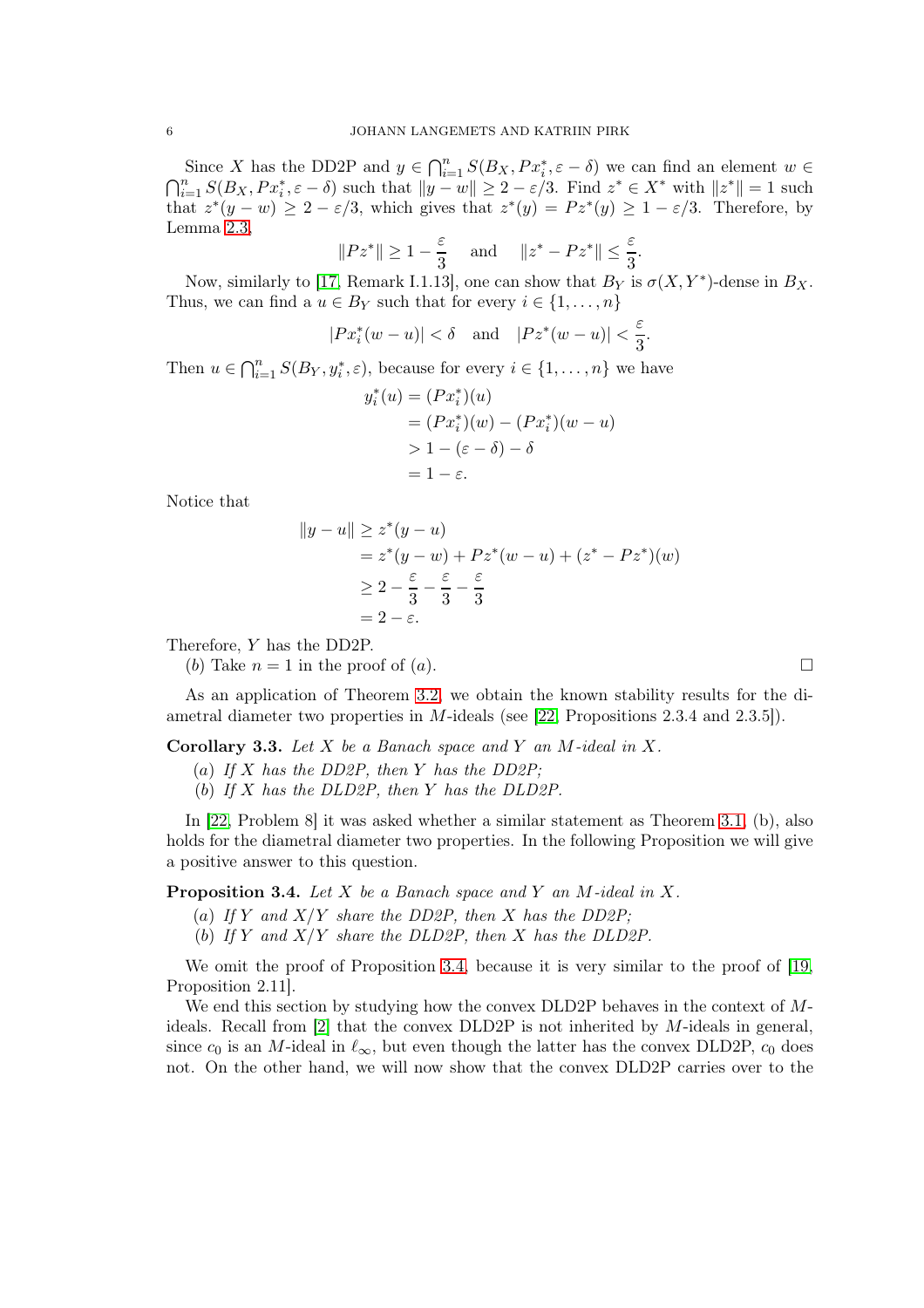Since $X$ has the DD2P and $y \in \bigcap_{i=1}^n S(B_X, Px_i^*, \varepsilon - \delta)$ we can find an element $w \in \bigcap_{i=1}^n S(B_X, Px_i^*, \varepsilon - \delta)$ such that $\|y - w\| \geq 2 - \varepsilon/3$. Find $z^* \in X^*$ with $\|z^*\| = 1$ such that $z^*(y - w) \geq 2 - \varepsilon/3$, which gives that $z^*(y) = Pz^*(y) \geq 1 - \varepsilon/3$. Therefore, by Lemma 2.3,

$$\|Pz^*\| \geq 1 - \frac{\varepsilon}{3} \quad \text{and} \quad \|z^* - Pz^*\| \leq \frac{\varepsilon}{3}.$$

Now, similarly to [17, Remark I.1.13], one can show that $B_Y$ is $\sigma(X, Y^*)$-dense in $B_X$. Thus, we can find a $u \in B_Y$ such that for every $i \in \{1, \dots, n\}$

$$|Px_i^*(w - u)| < \delta \quad \text{and} \quad |Pz^*(w - u)| < \frac{\varepsilon}{3}.$$

Then $u \in \bigcap_{i=1}^n S(B_Y, y_i^*, \varepsilon)$, because for every $i \in \{1, \dots, n\}$ we have

$$\begin{aligned} y_i^*(u) &= (Px_i^*)(u) \\ &= (Px_i^*)(w) - (Px_i^*)(w - u) \\ &> 1 - (\varepsilon - \delta) - \delta \\ &= 1 - \varepsilon. \end{aligned}$$

Notice that

$$\begin{aligned} \|y - u\| &\geq z^*(y - u) \\ &= z^*(y - w) + Pz^*(w - u) + (z^* - Pz^*)(w) \\ &\geq 2 - \frac{\varepsilon}{3} - \frac{\varepsilon}{3} - \frac{\varepsilon}{3} \\ &= 2 - \varepsilon. \end{aligned}$$

Therefore, $Y$ has the DD2P.

(*b*) Take $n = 1$ in the proof of (*a*). $\square$

As an application of Theorem 3.2, we obtain the known stability results for the diametral diameter two properties in $M$-ideals (see [22, Propositions 2.3.4 and 2.3.5]).

**Corollary 3.3.** *Let $X$ be a Banach space and $Y$ an $M$-ideal in $X$.*

(*a*) *If $X$ has the DD2P, then $Y$ has the DD2P;*
(*b*) *If $X$ has the DLD2P, then $Y$ has the DLD2P.*

In [22, Problem 8] it was asked whether a similar statement as Theorem 3.1, (b), also holds for the diametral diameter two properties. In the following Proposition we will give a positive answer to this question.

**Proposition 3.4.** *Let $X$ be a Banach space and $Y$ an $M$-ideal in $X$.*

(*a*) *If $Y$ and $X/Y$ share the DD2P, then $X$ has the DD2P;*
(*b*) *If $Y$ and $X/Y$ share the DLD2P, then $X$ has the DLD2P.*

We omit the proof of Proposition 3.4, because it is very similar to the proof of [19, Proposition 2.11].

We end this section by studying how the convex DLD2P behaves in the context of $M$-ideals. Recall from [2] that the convex DLD2P is not inherited by $M$-ideals in general, since $c_0$ is an $M$-ideal in $\ell_\infty$, but even though the latter has the convex DLD2P, $c_0$ does not. On the other hand, we will now show that the convex DLD2P carries over to the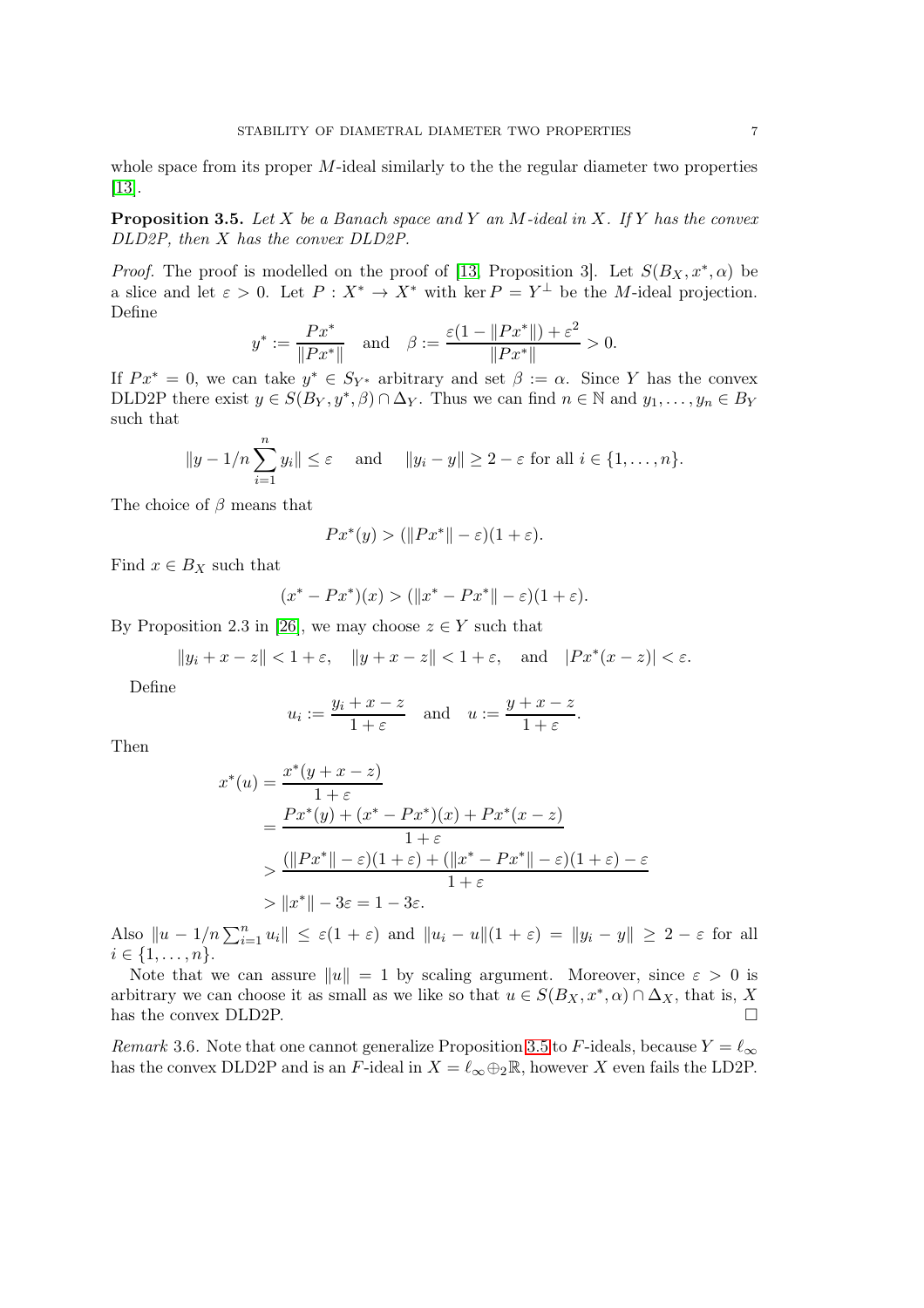whole space from its proper $M$-ideal similarly to the the regular diameter two properties [13].

**Proposition 3.5.** *Let $X$ be a Banach space and $Y$ an $M$-ideal in $X$. If $Y$ has the convex DLD2P, then $X$ has the convex DLD2P.*

*Proof.* The proof is modelled on the proof of [13, Proposition 3]. Let $S(B_X, x^*, \alpha)$ be a slice and let $\varepsilon > 0$. Let $P : X^* \to X^*$ with $\ker P = Y^\perp$ be the $M$-ideal projection. Define

$$y^* := \frac{Px^*}{\|Px^*\|} \quad \text{and} \quad \beta := \frac{\varepsilon(1 - \|Px^*\|) + \varepsilon^2}{\|Px^*\|} > 0.$$

If $Px^* = 0$, we can take $y^* \in S_{Y^*}$ arbitrary and set $\beta := \alpha$. Since $Y$ has the convex DLD2P there exist $y \in S(B_Y, y^*, \beta) \cap \Delta_Y$. Thus we can find $n \in \mathbb{N}$ and $y_1, \dots, y_n \in B_Y$ such that

$$\|y - 1/n \sum_{i=1}^n y_i\| \le \varepsilon \quad \text{and} \quad \|y_i - y\| \ge 2 - \varepsilon \text{ for all } i \in \{1, \dots, n\}.$$

The choice of $\beta$ means that

$$Px^*(y) > (\|Px^*\| - \varepsilon)(1 + \varepsilon).$$

Find $x \in B_X$ such that

$$(x^* - Px^*)(x) > (\|x^* - Px^*\| - \varepsilon)(1 + \varepsilon).$$

By Proposition 2.3 in [26], we may choose $z \in Y$ such that

$$\|y_i + x - z\| < 1 + \varepsilon, \quad \|y + x - z\| < 1 + \varepsilon, \quad \text{and} \quad |Px^*(x - z)| < \varepsilon.$$

Define

$$u_i := \frac{y_i + x - z}{1 + \varepsilon} \quad \text{and} \quad u := \frac{y + x - z}{1 + \varepsilon}.$$

Then

$$\begin{aligned}
x^*(u) &= \frac{x^*(y + x - z)}{1 + \varepsilon} \\
&= \frac{Px^*(y) + (x^* - Px^*)(x) + Px^*(x - z)}{1 + \varepsilon} \\
&> \frac{(\|Px^*\| - \varepsilon)(1 + \varepsilon) + (\|x^* - Px^*\| - \varepsilon)(1 + \varepsilon) - \varepsilon}{1 + \varepsilon} \\
&> \|x^*\| - 3\varepsilon = 1 - 3\varepsilon.
\end{aligned}$$

Also $\|u - 1/n \sum_{i=1}^n u_i\| \le \varepsilon(1 + \varepsilon)$ and $\|u_i - u\|(1 + \varepsilon) = \|y_i - y\| \ge 2 - \varepsilon$ for all $i \in \{1, \dots, n\}$.

Note that we can assure $\|u\| = 1$ by scaling argument. Moreover, since $\varepsilon > 0$ is arbitrary we can choose it as small as we like so that $u \in S(B_X, x^*, \alpha) \cap \Delta_X$, that is, $X$ has the convex DLD2P. $\square$

*Remark* 3.6. Note that one cannot generalize Proposition 3.5 to $F$-ideals, because $Y = \ell_\infty$ has the convex DLD2P and is an $F$-ideal in $X = \ell_\infty \oplus_2 \mathbb{R}$, however $X$ even fails the LD2P.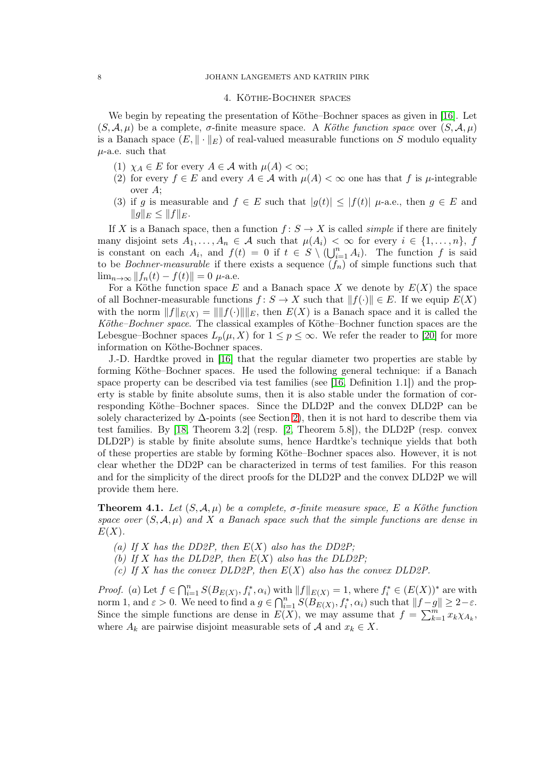## 4. Köthe-Bochner spaces

We begin by repeating the presentation of Köthe–Bochner spaces as given in [16]. Let $(S, \mathcal{A}, \mu)$ be a complete, $\sigma$-finite measure space. A *Köthe function space* over $(S, \mathcal{A}, \mu)$ is a Banach space $(E, \|\cdot\|_E)$ of real-valued measurable functions on $S$ modulo equality $\mu$-a.e. such that

1. $\chi_A \in E$ for every $A \in \mathcal{A}$ with $\mu(A) < \infty$;
2. for every $f \in E$ and every $A \in \mathcal{A}$ with $\mu(A) < \infty$ one has that $f$ is $\mu$-integrable over $A$;
3. if $g$ is measurable and $f \in E$ such that $|g(t)| \leq |f(t)|$ $\mu$-a.e., then $g \in E$ and $\|g\|_E \leq \|f\|_E$.

If $X$ is a Banach space, then a function $f\colon S \to X$ is called *simple* if there are finitely many disjoint sets $A_1, \ldots, A_n \in \mathcal{A}$ such that $\mu(A_i) < \infty$ for every $i \in \{1, \ldots, n\}$, $f$ is constant on each $A_i$, and $f(t) = 0$ if $t \in S \setminus (\bigcup_{i=1}^n A_i)$. The function $f$ is said to be *Bochner-measurable* if there exists a sequence $(f_n)$ of simple functions such that $\lim_{n\to\infty} \|f_n(t) - f(t)\| = 0$ $\mu$-a.e.

For a Köthe function space $E$ and a Banach space $X$ we denote by $E(X)$ the space of all Bochner-measurable functions $f\colon S \to X$ such that $\|f(\cdot)\| \in E$. If we equip $E(X)$ with the norm $\|f\|_{E(X)} = \|\|f(\cdot)\|\|_E$, then $E(X)$ is a Banach space and it is called the *Köthe–Bochner space*. The classical examples of Köthe–Bochner function spaces are the Lebesgue–Bochner spaces $L_p(\mu, X)$ for $1 \leq p \leq \infty$. We refer the reader to [20] for more information on Köthe-Bochner spaces.

J.-D. Hardtke proved in [16] that the regular diameter two properties are stable by forming Köthe–Bochner spaces. He used the following general technique: if a Banach space property can be described via test families (see [16, Definition 1.1]) and the property is stable by finite absolute sums, then it is also stable under the formation of corresponding Köthe–Bochner spaces. Since the DLD2P and the convex DLD2P can be solely characterized by $\Delta$-points (see Section 2), then it is not hard to describe them via test families. By [18, Theorem 3.2] (resp. [2, Theorem 5.8]), the DLD2P (resp. convex DLD2P) is stable by finite absolute sums, hence Hardtke's technique yields that both of these properties are stable by forming Köthe–Bochner spaces also. However, it is not clear whether the DD2P can be characterized in terms of test families. For this reason and for the simplicity of the direct proofs for the DLD2P and the convex DLD2P we will provide them here.

**Theorem 4.1.** *Let $(S, \mathcal{A}, \mu)$ be a complete, $\sigma$-finite measure space, $E$ a Köthe function space over $(S, \mathcal{A}, \mu)$ and $X$ a Banach space such that the simple functions are dense in $E(X)$.*

*(a) If $X$ has the DD2P, then $E(X)$ also has the DD2P;*
*(b) If $X$ has the DLD2P, then $E(X)$ also has the DLD2P;*
*(c) If $X$ has the convex DLD2P, then $E(X)$ also has the convex DLD2P.*

*Proof.* (a) Let $f \in \bigcap_{i=1}^n S(B_{E(X)}, f_i^*, \alpha_i)$ with $\|f\|_{E(X)} = 1$, where $f_i^* \in (E(X))^*$ are with norm 1, and $\varepsilon > 0$. We need to find a $g \in \bigcap_{i=1}^n S(B_{E(X)}, f_i^*, \alpha_i)$ such that $\|f - g\| \geq 2 - \varepsilon$. Since the simple functions are dense in $E(X)$, we may assume that $f = \sum_{k=1}^m x_k \chi_{A_k}$, where $A_k$ are pairwise disjoint measurable sets of $\mathcal{A}$ and $x_k \in X$.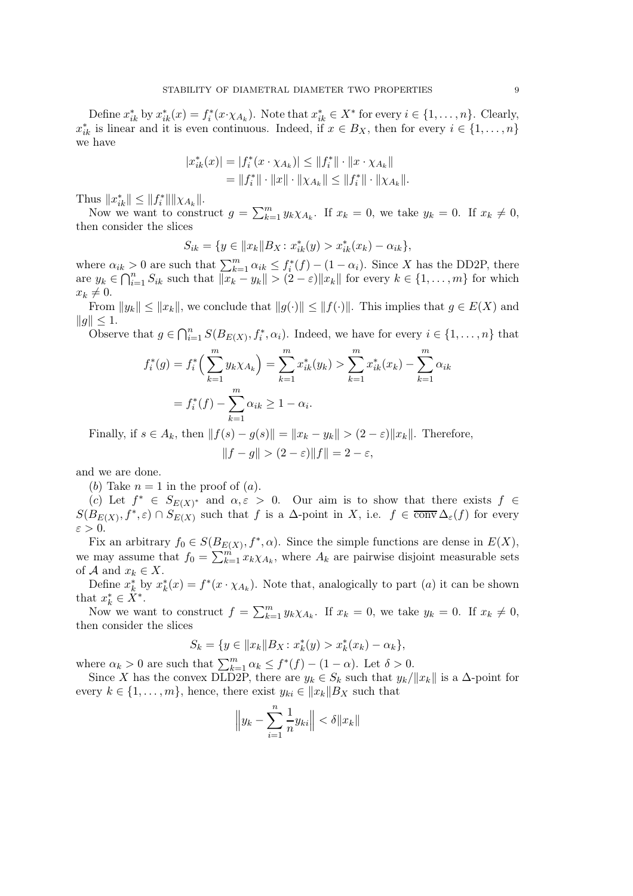Define $x_{ik}^*$ by $x_{ik}^*(x) = f_i^*(x \cdot \chi_{A_k})$. Note that $x_{ik}^* \in X^*$ for every $i \in \{1, \ldots, n\}$. Clearly, $x_{ik}^*$ is linear and it is even continuous. Indeed, if $x \in B_X$, then for every $i \in \{1, \ldots, n\}$ we have

$$
\begin{aligned}
|x_{ik}^*(x)| &= |f_i^*(x \cdot \chi_{A_k})| \leq \|f_i^*\| \cdot \|x \cdot \chi_{A_k}\| \\
&= \|f_i^*\| \cdot \|x\| \cdot \|\chi_{A_k}\| \leq \|f_i^*\| \cdot \|\chi_{A_k}\|.
\end{aligned}
$$

Thus $\|x_{ik}^*\| \leq \|f_i^*\| \|\chi_{A_k}\|$.

Now we want to construct $g = \sum_{k=1}^m y_k \chi_{A_k}$. If $x_k = 0$, we take $y_k = 0$. If $x_k \neq 0$, then consider the slices

$$
S_{ik} = \{y \in \|x_k\| B_X : x_{ik}^*(y) > x_{ik}^*(x_k) - \alpha_{ik}\},
$$

where $\alpha_{ik} > 0$ are such that $\sum_{k=1}^m \alpha_{ik} \leq f_i^*(f) - (1 - \alpha_i)$. Since $X$ has the DD2P, there are $y_k \in \bigcap_{i=1}^n S_{ik}$ such that $\|x_k - y_k\| > (2 - \varepsilon)\|x_k\|$ for every $k \in \{1, \ldots, m\}$ for which $x_k \neq 0$.

From $\|y_k\| \leq \|x_k\|$, we conclude that $\|g(\cdot)\| \leq \|f(\cdot)\|$. This implies that $g \in E(X)$ and $\|g\| \leq 1$.

Observe that $g \in \bigcap_{i=1}^n S(B_{E(X)}, f_i^*, \alpha_i)$. Indeed, we have for every $i \in \{1, \ldots, n\}$ that

$$
\begin{aligned}
f_i^*(g) &= f_i^*\Big(\sum_{k=1}^m y_k \chi_{A_k}\Big) = \sum_{k=1}^m x_{ik}^*(y_k) > \sum_{k=1}^m x_{ik}^*(x_k) - \sum_{k=1}^m \alpha_{ik} \\
&= f_i^*(f) - \sum_{k=1}^m \alpha_{ik} \geq 1 - \alpha_i.
\end{aligned}
$$

Finally, if $s \in A_k$, then $\|f(s) - g(s)\| = \|x_k - y_k\| > (2 - \varepsilon)\|x_k\|$. Therefore,

$$
\|f - g\| > (2 - \varepsilon)\|f\| = 2 - \varepsilon,
$$

and we are done.

($b$) Take $n = 1$ in the proof of ($a$).

($c$) Let $f^* \in S_{E(X)^*}$ and $\alpha, \varepsilon > 0$. Our aim is to show that there exists $f \in S(B_{E(X)}, f^*, \varepsilon) \cap S_{E(X)}$ such that $f$ is a $\Delta$-point in $X$, i.e. $f \in \overline{\operatorname{conv}}\, \Delta_\varepsilon(f)$ for every $\varepsilon > 0$.

Fix an arbitrary $f_0 \in S(B_{E(X)}, f^*, \alpha)$. Since the simple functions are dense in $E(X)$, we may assume that $f_0 = \sum_{k=1}^m x_k \chi_{A_k}$, where $A_k$ are pairwise disjoint measurable sets of $\mathcal{A}$ and $x_k \in X$.

Define $x_k^*$ by $x_k^*(x) = f^*(x \cdot \chi_{A_k})$. Note that, analogically to part ($a$) it can be shown that $x_k^* \in X^*$.

Now we want to construct $f = \sum_{k=1}^m y_k \chi_{A_k}$. If $x_k = 0$, we take $y_k = 0$. If $x_k \neq 0$, then consider the slices

$$
S_k = \{y \in \|x_k\| B_X : x_k^*(y) > x_k^*(x_k) - \alpha_k\},
$$

where $\alpha_k > 0$ are such that $\sum_{k=1}^m \alpha_k \leq f^*(f) - (1 - \alpha)$. Let $\delta > 0$.

Since $X$ has the convex DLD2P, there are $y_k \in S_k$ such that $y_k / \|x_k\|$ is a $\Delta$-point for every $k \in \{1, \ldots, m\}$, hence, there exist $y_{ki} \in \|x_k\| B_X$ such that

$$
\Big\| y_k - \sum_{i=1}^n \frac{1}{n} y_{ki} \Big\| < \delta \|x_k\|
$$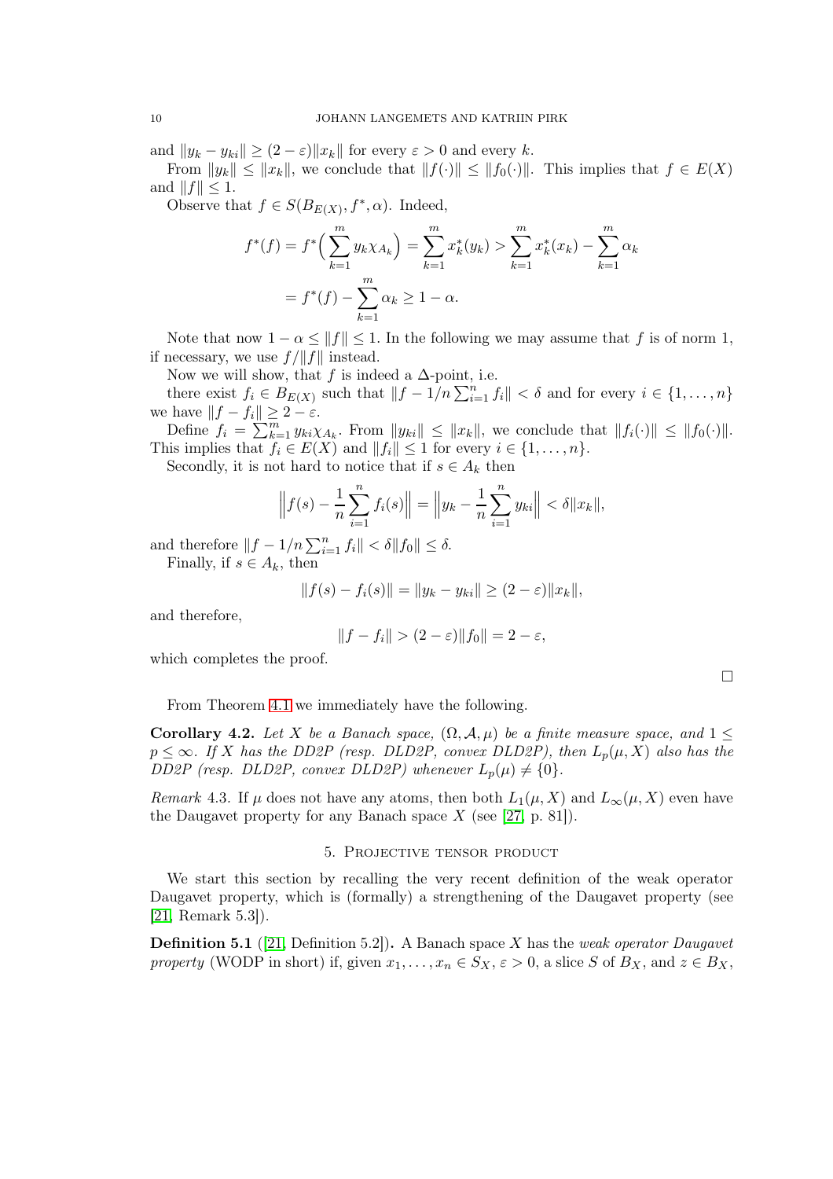and $\|y_k - y_{ki}\| \geq (2-\varepsilon)\|x_k\|$ for every $\varepsilon > 0$ and every $k$.

From $\|y_k\| \leq \|x_k\|$, we conclude that $\|f(\cdot)\| \leq \|f_0(\cdot)\|$. This implies that $f \in E(X)$ and $\|f\| \leq 1$.

Observe that $f \in S(B_{E(X)}, f^*, \alpha)$. Indeed,

$$f^*(f) = f^*\Big(\sum_{k=1}^{m} y_k \chi_{A_k}\Big) = \sum_{k=1}^{m} x_k^*(y_k) > \sum_{k=1}^{m} x_k^*(x_k) - \sum_{k=1}^{m} \alpha_k$$
$$= f^*(f) - \sum_{k=1}^{m} \alpha_k \geq 1 - \alpha.$$

Note that now $1 - \alpha \leq \|f\| \leq 1$. In the following we may assume that $f$ is of norm 1, if necessary, we use $f/\|f\|$ instead.

Now we will show, that $f$ is indeed a $\Delta$-point, i.e.

there exist $f_i \in B_{E(X)}$ such that $\|f - 1/n \sum_{i=1}^{n} f_i\| < \delta$ and for every $i \in \{1, \ldots, n\}$ we have $\|f - f_i\| \geq 2 - \varepsilon$.

Define $f_i = \sum_{k=1}^{m} y_{ki} \chi_{A_k}$. From $\|y_{ki}\| \leq \|x_k\|$, we conclude that $\|f_i(\cdot)\| \leq \|f_0(\cdot)\|$. This implies that $f_i \in E(X)$ and $\|f_i\| \leq 1$ for every $i \in \{1, \ldots, n\}$.

Secondly, it is not hard to notice that if $s \in A_k$ then

$$\Big\| f(s) - \frac{1}{n}\sum_{i=1}^{n} f_i(s) \Big\| = \Big\| y_k - \frac{1}{n}\sum_{i=1}^{n} y_{ki} \Big\| < \delta \|x_k\|,$$

and therefore $\|f - 1/n \sum_{i=1}^{n} f_i\| < \delta \|f_0\| \leq \delta$.

Finally, if $s \in A_k$, then

$$\|f(s) - f_i(s)\| = \|y_k - y_{ki}\| \geq (2-\varepsilon)\|x_k\|,$$

and therefore,

$$\|f - f_i\| > (2 - \varepsilon)\|f_0\| = 2 - \varepsilon,$$

which completes the proof.

□

From Theorem 4.1 we immediately have the following.

**Corollary 4.2.** *Let $X$ be a Banach space, $(\Omega, \mathcal{A}, \mu)$ be a finite measure space, and $1 \leq p \leq \infty$. If $X$ has the DD2P (resp. DLD2P, convex DLD2P), then $L_p(\mu, X)$ also has the DD2P (resp. DLD2P, convex DLD2P) whenever $L_p(\mu) \neq \{0\}$.*

*Remark* 4.3. If $\mu$ does not have any atoms, then both $L_1(\mu, X)$ and $L_\infty(\mu, X)$ even have the Daugavet property for any Banach space $X$ (see [27, p. 81]).

## 5. Projective tensor product

We start this section by recalling the very recent definition of the weak operator Daugavet property, which is (formally) a strengthening of the Daugavet property (see [21, Remark 5.3]).

**Definition 5.1** ([21, Definition 5.2])**.** A Banach space $X$ has the *weak operator Daugavet property* (WODP in short) if, given $x_1, \ldots, x_n \in S_X$, $\varepsilon > 0$, a slice $S$ of $B_X$, and $z \in B_X$,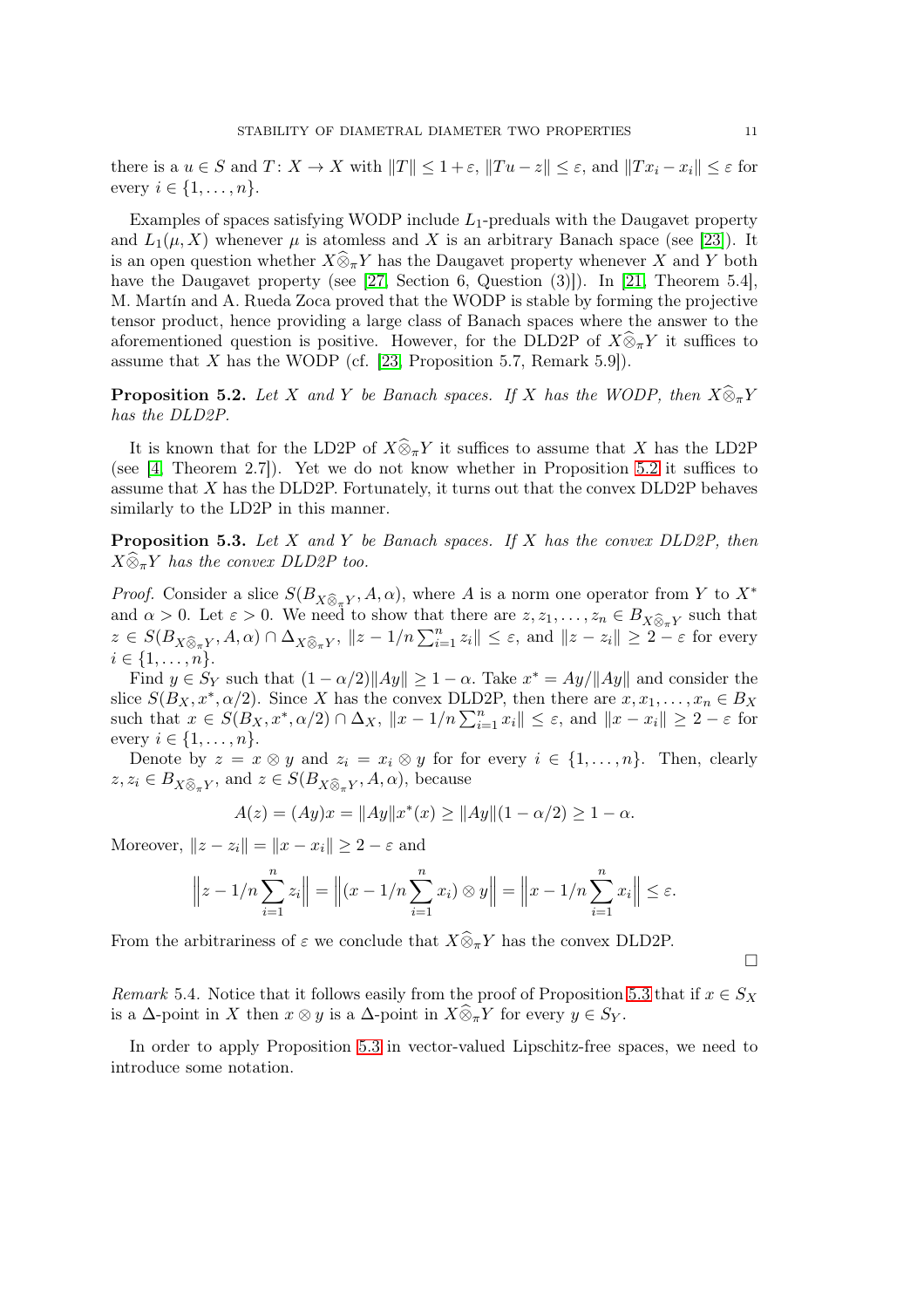there is a $u \in S$ and $T\colon X \to X$ with $\|T\| \le 1+\varepsilon$, $\|Tu - z\| \le \varepsilon$, and $\|Tx_i - x_i\| \le \varepsilon$ for every $i \in \{1, \dots, n\}$.

Examples of spaces satisfying WODP include $L_1$-preduals with the Daugavet property and $L_1(\mu, X)$ whenever $\mu$ is atomless and $X$ is an arbitrary Banach space (see [23]). It is an open question whether $X \widehat{\otimes}_\pi Y$ has the Daugavet property whenever $X$ and $Y$ both have the Daugavet property (see [27, Section 6, Question (3)]). In [21, Theorem 5.4], M. Martín and A. Rueda Zoca proved that the WODP is stable by forming the projective tensor product, hence providing a large class of Banach spaces where the answer to the aforementioned question is positive. However, for the DLD2P of $X \widehat{\otimes}_\pi Y$ it suffices to assume that $X$ has the WODP (cf. [23, Proposition 5.7, Remark 5.9]).

**Proposition 5.2.** *Let $X$ and $Y$ be Banach spaces. If $X$ has the WODP, then $X \widehat{\otimes}_\pi Y$ has the DLD2P.*

It is known that for the LD2P of $X \widehat{\otimes}_\pi Y$ it suffices to assume that $X$ has the LD2P (see [4, Theorem 2.7]). Yet we do not know whether in Proposition 5.2 it suffices to assume that $X$ has the DLD2P. Fortunately, it turns out that the convex DLD2P behaves similarly to the LD2P in this manner.

**Proposition 5.3.** *Let $X$ and $Y$ be Banach spaces. If $X$ has the convex DLD2P, then $X \widehat{\otimes}_\pi Y$ has the convex DLD2P too.*

*Proof.* Consider a slice $S(B_{X \widehat{\otimes}_\pi Y}, A, \alpha)$, where $A$ is a norm one operator from $Y$ to $X^*$ and $\alpha > 0$. Let $\varepsilon > 0$. We need to show that there are $z, z_1, \dots, z_n \in B_{X \widehat{\otimes}_\pi Y}$ such that $z \in S(B_{X \widehat{\otimes}_\pi Y}, A, \alpha) \cap \Delta_{X \widehat{\otimes}_\pi Y}$, $\|z - 1/n \sum_{i=1}^n z_i\| \le \varepsilon$, and $\|z - z_i\| \ge 2 - \varepsilon$ for every $i \in \{1, \dots, n\}$.

Find $y \in S_Y$ such that $(1 - \alpha/2)\|Ay\| \ge 1 - \alpha$. Take $x^* = Ay/\|Ay\|$ and consider the slice $S(B_X, x^*, \alpha/2)$. Since $X$ has the convex DLD2P, then there are $x, x_1, \dots, x_n \in B_X$ such that $x \in S(B_X, x^*, \alpha/2) \cap \Delta_X$, $\|x - 1/n \sum_{i=1}^n x_i\| \le \varepsilon$, and $\|x - x_i\| \ge 2 - \varepsilon$ for every $i \in \{1, \dots, n\}$.

Denote by $z = x \otimes y$ and $z_i = x_i \otimes y$ for for every $i \in \{1, \dots, n\}$. Then, clearly $z, z_i \in B_{X \widehat{\otimes}_\pi Y}$, and $z \in S(B_{X \widehat{\otimes}_\pi Y}, A, \alpha)$, because

$$A(z) = (Ay)x = \|Ay\| x^*(x) \ge \|Ay\|(1 - \alpha/2) \ge 1 - \alpha.$$

Moreover, $\|z - z_i\| = \|x - x_i\| \ge 2 - \varepsilon$ and

$$\Big\| z - 1/n \sum_{i=1}^n z_i \Big\| = \Big\| (x - 1/n \sum_{i=1}^n x_i) \otimes y \Big\| = \Big\| x - 1/n \sum_{i=1}^n x_i \Big\| \le \varepsilon.$$

From the arbitrariness of $\varepsilon$ we conclude that $X \widehat{\otimes}_\pi Y$ has the convex DLD2P.

∎

*Remark* 5.4. Notice that it follows easily from the proof of Proposition 5.3 that if $x \in S_X$ is a $\Delta$-point in $X$ then $x \otimes y$ is a $\Delta$-point in $X \widehat{\otimes}_\pi Y$ for every $y \in S_Y$.

In order to apply Proposition 5.3 in vector-valued Lipschitz-free spaces, we need to introduce some notation.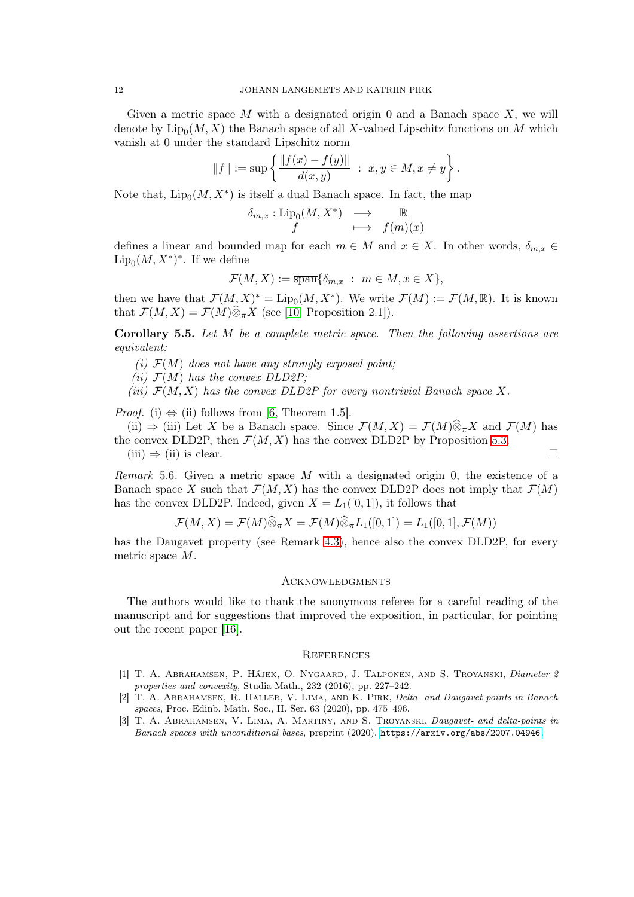Given a metric space $M$ with a designated origin 0 and a Banach space $X$, we will denote by $\mathrm{Lip}_0(M, X)$ the Banach space of all $X$-valued Lipschitz functions on $M$ which vanish at 0 under the standard Lipschitz norm

$$\|f\| := \sup\left\{ \frac{\|f(x) - f(y)\|}{d(x,y)} \ : \ x, y \in M, x \neq y \right\}.$$

Note that, $\mathrm{Lip}_0(M, X^*)$ is itself a dual Banach space. In fact, the map

$$\begin{array}{rccc} \delta_{m,x} : & \mathrm{Lip}_0(M, X^*) & \longrightarrow & \mathbb{R} \\ & f & \longmapsto & f(m)(x) \end{array}$$

defines a linear and bounded map for each $m \in M$ and $x \in X$. In other words, $\delta_{m,x} \in \mathrm{Lip}_0(M, X^*)^*$. If we define

$$\mathcal{F}(M, X) := \overline{\mathrm{span}}\{\delta_{m,x} \ : \ m \in M, x \in X\},$$

then we have that $\mathcal{F}(M, X)^* = \mathrm{Lip}_0(M, X^*)$. We write $\mathcal{F}(M) := \mathcal{F}(M, \mathbb{R})$. It is known that $\mathcal{F}(M, X) = \mathcal{F}(M) \widehat{\otimes}_\pi X$ (see [10, Proposition 2.1]).

**Corollary 5.5.** *Let $M$ be a complete metric space. Then the following assertions are equivalent:*

*(i) $\mathcal{F}(M)$ does not have any strongly exposed point;*
*(ii) $\mathcal{F}(M)$ has the convex DLD2P;*
*(iii) $\mathcal{F}(M, X)$ has the convex DLD2P for every nontrivial Banach space $X$.*

*Proof.* (i) $\Leftrightarrow$ (ii) follows from [6, Theorem 1.5].

(ii) $\Rightarrow$ (iii) Let $X$ be a Banach space. Since $\mathcal{F}(M, X) = \mathcal{F}(M) \widehat{\otimes}_\pi X$ and $\mathcal{F}(M)$ has the convex DLD2P, then $\mathcal{F}(M, X)$ has the convex DLD2P by Proposition 5.3.

(iii) $\Rightarrow$ (ii) is clear. $\square$

*Remark* 5.6. Given a metric space $M$ with a designated origin 0, the existence of a Banach space $X$ such that $\mathcal{F}(M, X)$ has the convex DLD2P does not imply that $\mathcal{F}(M)$ has the convex DLD2P. Indeed, given $X = L_1([0, 1])$, it follows that

$$\mathcal{F}(M, X) = \mathcal{F}(M) \widehat{\otimes}_\pi X = \mathcal{F}(M) \widehat{\otimes}_\pi L_1([0, 1]) = L_1([0, 1], \mathcal{F}(M))$$

has the Daugavet property (see Remark 4.3), hence also the convex DLD2P, for every metric space $M$.

## Acknowledgments

The authors would like to thank the anonymous referee for a careful reading of the manuscript and for suggestions that improved the exposition, in particular, for pointing out the recent paper [16].

## References

[1] T. A. Abrahamsen, P. Hájek, O. Nygaard, J. Talponen, and S. Troyanski, *Diameter 2 properties and convexity*, Studia Math., 232 (2016), pp. 227–242.

[2] T. A. Abrahamsen, R. Haller, V. Lima, and K. Pirk, *Delta- and Daugavet points in Banach spaces*, Proc. Edinb. Math. Soc., II. Ser. 63 (2020), pp. 475–496.

[3] T. A. Abrahamsen, V. Lima, A. Martiny, and S. Troyanski, *Daugavet- and delta-points in Banach spaces with unconditional bases*, preprint (2020), https://arxiv.org/abs/2007.04946.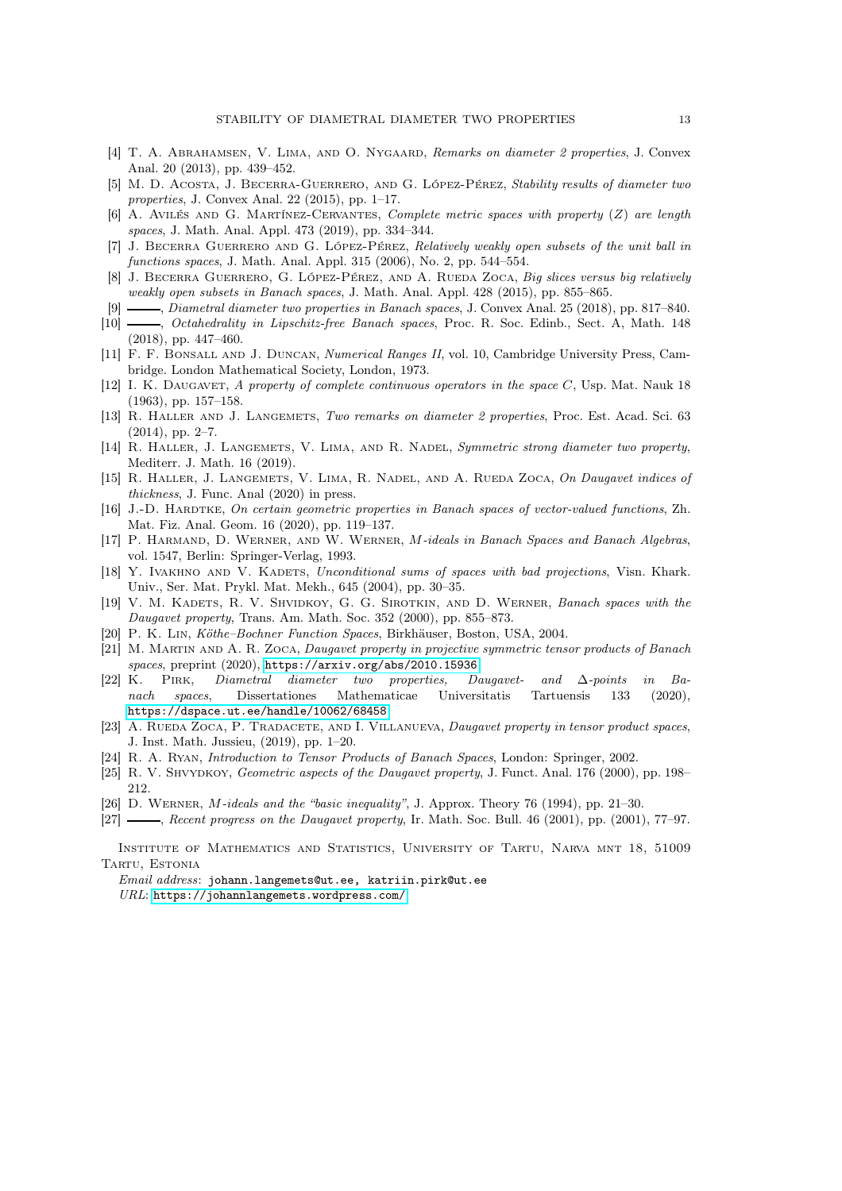[4] T. A. Abrahamsen, V. Lima, and O. Nygaard, *Remarks on diameter 2 properties*, J. Convex Anal. 20 (2013), pp. 439–452.

[5] M. D. Acosta, J. Becerra-Guerrero, and G. López-Pérez, *Stability results of diameter two properties*, J. Convex Anal. 22 (2015), pp. 1–17.

[6] A. Avilés and G. Martínez-Cervantes, *Complete metric spaces with property (Z) are length spaces*, J. Math. Anal. Appl. 473 (2019), pp. 334–344.

[7] J. Becerra Guerrero and G. López-Pérez, *Relatively weakly open subsets of the unit ball in functions spaces*, J. Math. Anal. Appl. 315 (2006), No. 2, pp. 544–554.

[8] J. Becerra Guerrero, G. López-Pérez, and A. Rueda Zoca, *Big slices versus big relatively weakly open subsets in Banach spaces*, J. Math. Anal. Appl. 428 (2015), pp. 855–865.

[9] ———, *Diametral diameter two properties in Banach spaces*, J. Convex Anal. 25 (2018), pp. 817–840.

[10] ———, *Octahedrality in Lipschitz-free Banach spaces*, Proc. R. Soc. Edinb., Sect. A, Math. 148 (2018), pp. 447–460.

[11] F. F. Bonsall and J. Duncan, *Numerical Ranges II*, vol. 10, Cambridge University Press, Cambridge. London Mathematical Society, London, 1973.

[12] I. K. Daugavet, *A property of complete continuous operators in the space C*, Usp. Mat. Nauk 18 (1963), pp. 157–158.

[13] R. Haller and J. Langemets, *Two remarks on diameter 2 properties*, Proc. Est. Acad. Sci. 63 (2014), pp. 2–7.

[14] R. Haller, J. Langemets, V. Lima, and R. Nadel, *Symmetric strong diameter two property*, Mediterr. J. Math. 16 (2019).

[15] R. Haller, J. Langemets, V. Lima, R. Nadel, and A. Rueda Zoca, *On Daugavet indices of thickness*, J. Func. Anal (2020) in press.

[16] J.-D. Hardtke, *On certain geometric properties in Banach spaces of vector-valued functions*, Zh. Mat. Fiz. Anal. Geom. 16 (2020), pp. 119–137.

[17] P. Harmand, D. Werner, and W. Werner, *M-ideals in Banach Spaces and Banach Algebras*, vol. 1547, Berlin: Springer-Verlag, 1993.

[18] Y. Ivakhno and V. Kadets, *Unconditional sums of spaces with bad projections*, Visn. Khark. Univ., Ser. Mat. Prykl. Mat. Mekh., 645 (2004), pp. 30–35.

[19] V. M. Kadets, R. V. Shvidkoy, G. G. Sirotkin, and D. Werner, *Banach spaces with the Daugavet property*, Trans. Am. Math. Soc. 352 (2000), pp. 855–873.

[20] P. K. Lin, *Köthe–Bochner Function Spaces*, Birkhäuser, Boston, USA, 2004.

[21] M. Martin and A. R. Zoca, *Daugavet property in projective symmetric tensor products of Banach spaces*, preprint (2020), https://arxiv.org/abs/2010.15936

[22] K. Pirk, *Diametral diameter two properties, Daugavet- and Δ-points in Banach spaces*, Dissertationes Mathematicae Universitatis Tartuensis 133 (2020), https://dspace.ut.ee/handle/10062/68458

[23] A. Rueda Zoca, P. Tradacete, and I. Villanueva, *Daugavet property in tensor product spaces*, J. Inst. Math. Jussieu, (2019), pp. 1–20.

[24] R. A. Ryan, *Introduction to Tensor Products of Banach Spaces*, London: Springer, 2002.

[25] R. V. Shvydkoy, *Geometric aspects of the Daugavet property*, J. Funct. Anal. 176 (2000), pp. 198–212.

[26] D. Werner, *M-ideals and the "basic inequality"*, J. Approx. Theory 76 (1994), pp. 21–30.

[27] ———, *Recent progress on the Daugavet property*, Ir. Math. Soc. Bull. 46 (2001), pp. (2001), 77–97.

Institute of Mathematics and Statistics, University of Tartu, Narva mnt 18, 51009 Tartu, Estonia

*Email address*: johann.langemets@ut.ee, katriin.pirk@ut.ee

*URL*: https://johannlangemets.wordpress.com/